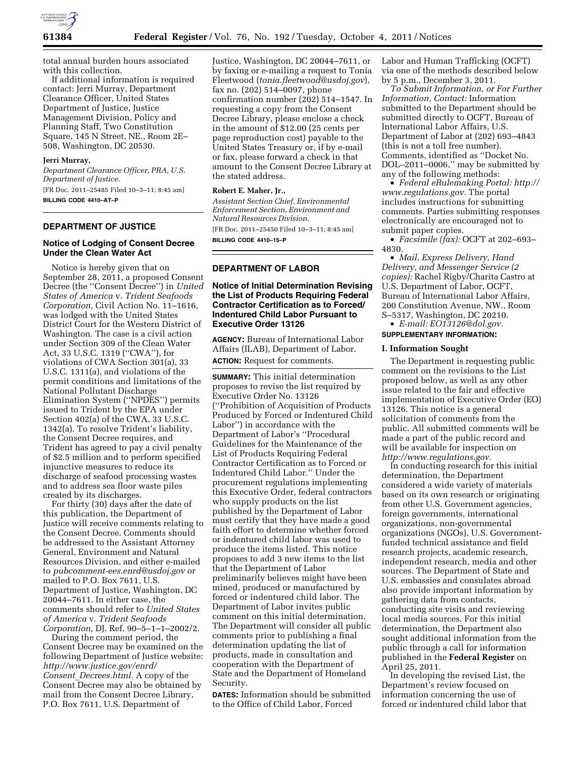total annual burden hours associated with this collection.

If additional information is required contact: Jerri Murray, Department Clearance Officer, United States Department of Justice, Justice Management Division, Policy and Planning Staff, Two Constitution Square, 145 N Street, NE., Room 2E–508, Washington, DC 20530.

**Jerri Murray,**

*Department Clearance Officer, PRA, U.S. Department of Justice.*

[FR Doc. 2011–25485 Filed 10–3–11; 8:45 am]

**BILLING CODE 4410–AT–P**

## DEPARTMENT OF JUSTICE

### Notice of Lodging of Consent Decree Under the Clean Water Act

Notice is hereby given that on September 28, 2011, a proposed Consent Decree (the ''Consent Decree'') in *United States of America* v. *Trident Seafoods Corporation,* Civil Action No. 11–1616, was lodged with the United States District Court for the Western District of Washington. The case is a civil action under Section 309 of the Clean Water Act, 33 U.S.C. 1319 (''CWA''), for violations of CWA Section 301(a), 33 U.S.C. 1311(a), and violations of the permit conditions and limitations of the National Pollutant Discharge Elimination System (''NPDES'') permits issued to Trident by the EPA under Section 402(a) of the CWA, 33 U.S.C. 1342(a). To resolve Trident's liability, the Consent Decree requires, and Trident has agreed to pay a civil penalty of $2.5 million and to perform specified injunctive measures to reduce its discharge of seafood processing wastes and to address sea floor waste piles created by its discharges.

For thirty (30) days after the date of this publication, the Department of Justice will receive comments relating to the Consent Decree. Comments should be addressed to the Assistant Attorney General, Environment and Natural Resources Division, and either e-mailed to *pubcomment-ees.enrd@usdoj.gov* or mailed to P.O. Box 7611, U.S. Department of Justice, Washington, DC 20044–7611. In either case, the comments should refer to *United States of America* v. *Trident Seafoods Corporation,* DJ. Ref. 90–5–1–1–2002/2.

During the comment period, the Consent Decree may be examined on the following Department of Justice website: *http://www.justice.gov/enrd/Consent_Decrees.html.* A copy of the Consent Decree may also be obtained by mail from the Consent Decree Library, P.O. Box 7611, U.S. Department of Justice, Washington, DC 20044–7611, or by faxing or e-mailing a request to Tonia Fleetwood (*tonia.fleetwood@usdoj.gov*), fax no. (202) 514–0097, phone confirmation number (202) 514–1547. In requesting a copy from the Consent Decree Library, please enclose a check in the amount of $12.00 (25 cents per page reproduction cost) payable to the United States Treasury or, if by e-mail or fax, please forward a check in that amount to the Consent Decree Library at the stated address.

**Robert E. Maher, Jr.,**

*Assistant Section Chief, Environmental Enforcement Section, Environment and Natural Resources Division.*

[FR Doc. 2011–25450 Filed 10–3–11; 8:45 am]

**BILLING CODE 4410–15–P**

## DEPARTMENT OF LABOR

### Notice of Initial Determination Revising the List of Products Requiring Federal Contractor Certification as to Forced/Indentured Child Labor Pursuant to Executive Order 13126

**AGENCY:** Bureau of International Labor Affairs (ILAB), Department of Labor.

**ACTION:** Request for comments.

**SUMMARY:** This initial determination proposes to revise the list required by Executive Order No. 13126 (''Prohibition of Acquisition of Products Produced by Forced or Indentured Child Labor'') in accordance with the Department of Labor's ''Procedural Guidelines for the Maintenance of the List of Products Requiring Federal Contractor Certification as to Forced or Indentured Child Labor.'' Under the procurement regulations implementing this Executive Order, federal contractors who supply products on the list published by the Department of Labor must certify that they have made a good faith effort to determine whether forced or indentured child labor was used to produce the items listed. This notice proposes to add 3 new items to the list that the Department of Labor preliminarily believes might have been mined, produced or manufactured by forced or indentured child labor. The Department of Labor invites public comment on this initial determination. The Department will consider all public comments prior to publishing a final determination updating the list of products, made in consultation and cooperation with the Department of State and the Department of Homeland Security.

**DATES:** Information should be submitted to the Office of Child Labor, Forced Labor and Human Trafficking (OCFT) via one of the methods described below by 5 p.m., December 3, 2011.

*To Submit Information, or For Further Information, Contact:* Information submitted to the Department should be submitted directly to OCFT, Bureau of International Labor Affairs, U.S. Department of Labor at (202) 693–4843 (this is not a toll free number). Comments, identified as ''Docket No. DOL–2011–0006,'' may be submitted by any of the following methods:

- *Federal eRulemaking Portal: http://www.regulations.gov.* The portal includes instructions for submitting comments. Parties submitting responses electronically are encouraged not to submit paper copies.
- *Facsimile (fax):* OCFT at 202–693–4830.
- *Mail, Express Delivery, Hand Delivery, and Messenger Service (2 copies):* Rachel Rigby/Charita Castro at U.S. Department of Labor, OCFT, Bureau of International Labor Affairs, 200 Constitution Avenue, NW., Room S–5317, Washington, DC 20210.
- *E-mail: EO13126@dol.gov.*

**SUPPLEMENTARY INFORMATION:**

#### I. Information Sought

The Department is requesting public comment on the revisions to the List proposed below, as well as any other issue related to the fair and effective implementation of Executive Order (EO) 13126. This notice is a general solicitation of comments from the public. All submitted comments will be made a part of the public record and will be available for inspection on *http://www.regulations.gov.*

In conducting research for this initial determination, the Department considered a wide variety of materials based on its own research or originating from other U.S. Government agencies, foreign governments, international organizations, non-governmental organizations (NGOs), U.S. Government-funded technical assistance and field research projects, academic research, independent research, media and other sources. The Department of State and U.S. embassies and consulates abroad also provide important information by gathering data from contacts, conducting site visits and reviewing local media sources. For this initial determination, the Department also sought additional information from the public through a call for information published in the **Federal Register** on April 25, 2011.

In developing the revised List, the Department's review focused on information concerning the use of forced or indentured child labor that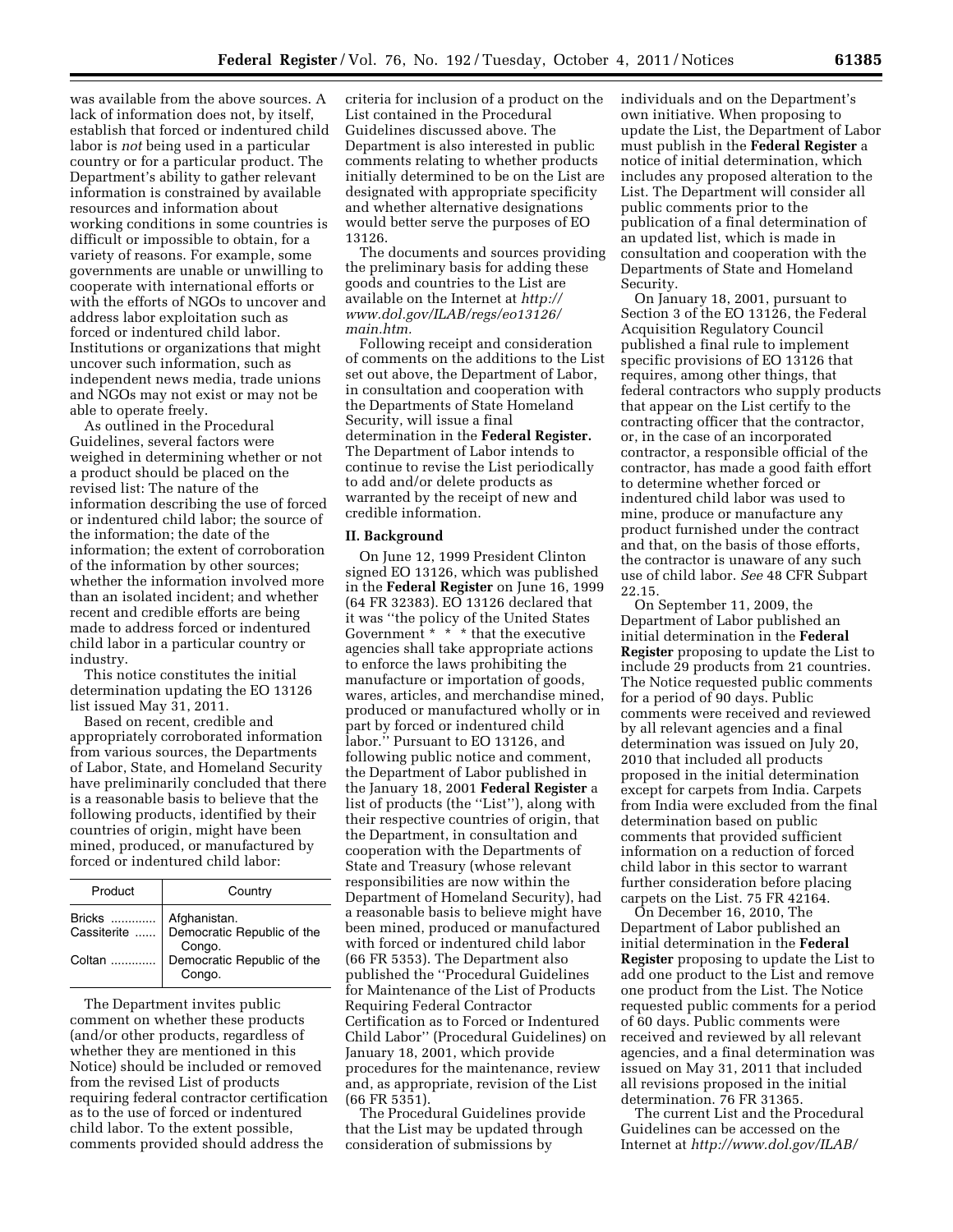was available from the above sources. A lack of information does not, by itself, establish that forced or indentured child labor is *not* being used in a particular country or for a particular product. The Department's ability to gather relevant information is constrained by available resources and information about working conditions in some countries is difficult or impossible to obtain, for a variety of reasons. For example, some governments are unable or unwilling to cooperate with international efforts or with the efforts of NGOs to uncover and address labor exploitation such as forced or indentured child labor. Institutions or organizations that might uncover such information, such as independent news media, trade unions and NGOs may not exist or may not be able to operate freely.

As outlined in the Procedural Guidelines, several factors were weighed in determining whether or not a product should be placed on the revised list: The nature of the information describing the use of forced or indentured child labor; the source of the information; the date of the information; the extent of corroboration of the information by other sources; whether the information involved more than an isolated incident; and whether recent and credible efforts are being made to address forced or indentured child labor in a particular country or industry.

This notice constitutes the initial determination updating the EO 13126 list issued May 31, 2011.

Based on recent, credible and appropriately corroborated information from various sources, the Departments of Labor, State, and Homeland Security have preliminarily concluded that there is a reasonable basis to believe that the following products, identified by their countries of origin, might have been mined, produced, or manufactured by forced or indentured child labor:

| Product | Country |
| --- | --- |
| Bricks | Afghanistan. |
| Cassiterite | Democratic Republic of the Congo. |
| Coltan | Democratic Republic of the Congo. |

The Department invites public comment on whether these products (and/or other products, regardless of whether they are mentioned in this Notice) should be included or removed from the revised List of products requiring federal contractor certification as to the use of forced or indentured child labor. To the extent possible, comments provided should address the criteria for inclusion of a product on the List contained in the Procedural Guidelines discussed above. The Department is also interested in public comments relating to whether products initially determined to be on the List are designated with appropriate specificity and whether alternative designations would better serve the purposes of EO 13126.

The documents and sources providing the preliminary basis for adding these goods and countries to the List are available on the Internet at *http://www.dol.gov/ILAB/regs/eo13126/main.htm.*

Following receipt and consideration of comments on the additions to the List set out above, the Department of Labor, in consultation and cooperation with the Departments of State Homeland Security, will issue a final determination in the **Federal Register.** The Department of Labor intends to continue to revise the List periodically to add and/or delete products as warranted by the receipt of new and credible information.

## II. Background

On June 12, 1999 President Clinton signed EO 13126, which was published in the **Federal Register** on June 16, 1999 (64 FR 32383). EO 13126 declared that it was ''the policy of the United States Government * * * that the executive agencies shall take appropriate actions to enforce the laws prohibiting the manufacture or importation of goods, wares, articles, and merchandise mined, produced or manufactured wholly or in part by forced or indentured child labor.'' Pursuant to EO 13126, and following public notice and comment, the Department of Labor published in the January 18, 2001 **Federal Register** a list of products (the ''List''), along with their respective countries of origin, that the Department, in consultation and cooperation with the Departments of State and Treasury (whose relevant responsibilities are now within the Department of Homeland Security), had a reasonable basis to believe might have been mined, produced or manufactured with forced or indentured child labor (66 FR 5353). The Department also published the ''Procedural Guidelines for Maintenance of the List of Products Requiring Federal Contractor Certification as to Forced or Indentured Child Labor'' (Procedural Guidelines) on January 18, 2001, which provide procedures for the maintenance, review and, as appropriate, revision of the List (66 FR 5351).

The Procedural Guidelines provide that the List may be updated through consideration of submissions by individuals and on the Department's own initiative. When proposing to update the List, the Department of Labor must publish in the **Federal Register** a notice of initial determination, which includes any proposed alteration to the List. The Department will consider all public comments prior to the publication of a final determination of an updated list, which is made in consultation and cooperation with the Departments of State and Homeland Security.

On January 18, 2001, pursuant to Section 3 of the EO 13126, the Federal Acquisition Regulatory Council published a final rule to implement specific provisions of EO 13126 that requires, among other things, that federal contractors who supply products that appear on the List certify to the contracting officer that the contractor, or, in the case of an incorporated contractor, a responsible official of the contractor, has made a good faith effort to determine whether forced or indentured child labor was used to mine, produce or manufacture any product furnished under the contract and that, on the basis of those efforts, the contractor is unaware of any such use of child labor. *See* 48 CFR Subpart 22.15.

On September 11, 2009, the Department of Labor published an initial determination in the **Federal Register** proposing to update the List to include 29 products from 21 countries. The Notice requested public comments for a period of 90 days. Public comments were received and reviewed by all relevant agencies and a final determination was issued on July 20, 2010 that included all products proposed in the initial determination except for carpets from India. Carpets from India were excluded from the final determination based on public comments that provided sufficient information on a reduction of forced child labor in this sector to warrant further consideration before placing carpets on the List. 75 FR 42164.

On December 16, 2010, The Department of Labor published an initial determination in the **Federal Register** proposing to update the List to add one product to the List and remove one product from the List. The Notice requested public comments for a period of 60 days. Public comments were received and reviewed by all relevant agencies, and a final determination was issued on May 31, 2011 that included all revisions proposed in the initial determination. 76 FR 31365.

The current List and the Procedural Guidelines can be accessed on the Internet at *http://www.dol.gov/ILAB/*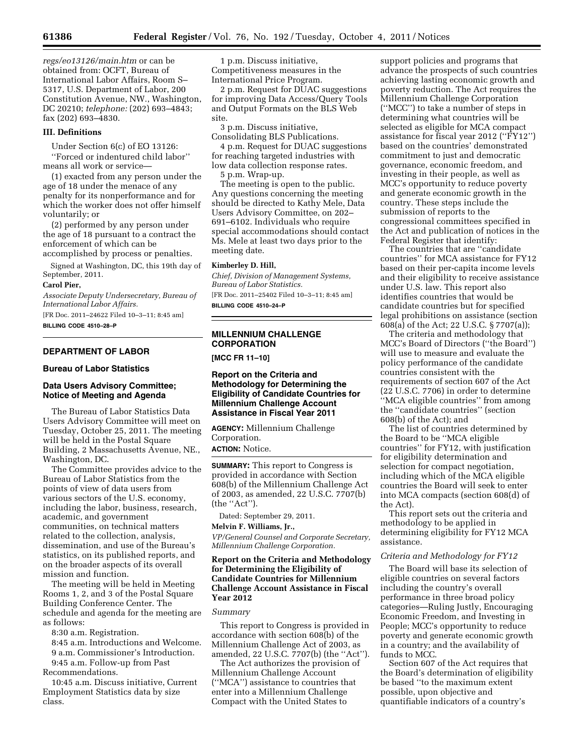*regs/eo13126/main.htm* or can be obtained from: OCFT, Bureau of International Labor Affairs, Room S–5317, U.S. Department of Labor, 200 Constitution Avenue, NW., Washington, DC 20210; *telephone:* (202) 693–4843; fax (202) 693–4830.

### III. Definitions

Under Section 6(c) of EO 13126:

''Forced or indentured child labor'' means all work or service—

(1) exacted from any person under the age of 18 under the menace of any penalty for its nonperformance and for which the worker does not offer himself voluntarily; or

(2) performed by any person under the age of 18 pursuant to a contract the enforcement of which can be accomplished by process or penalties.

Signed at Washington, DC, this 19th day of September, 2011.

**Carol Pier,**

*Associate Deputy Undersecretary, Bureau of International Labor Affairs.*

[FR Doc. 2011–24622 Filed 10–3–11; 8:45 am]

**BILLING CODE 4510–28–P**

## DEPARTMENT OF LABOR

### Bureau of Labor Statistics

### Data Users Advisory Committee; Notice of Meeting and Agenda

The Bureau of Labor Statistics Data Users Advisory Committee will meet on Tuesday, October 25, 2011. The meeting will be held in the Postal Square Building, 2 Massachusetts Avenue, NE., Washington, DC.

The Committee provides advice to the Bureau of Labor Statistics from the points of view of data users from various sectors of the U.S. economy, including the labor, business, research, academic, and government communities, on technical matters related to the collection, analysis, dissemination, and use of the Bureau's statistics, on its published reports, and on the broader aspects of its overall mission and function.

The meeting will be held in Meeting Rooms 1, 2, and 3 of the Postal Square Building Conference Center. The schedule and agenda for the meeting are as follows:

8:30 a.m. Registration.

8:45 a.m. Introductions and Welcome.

9 a.m. Commissioner's Introduction.

9:45 a.m. Follow-up from Past Recommendations.

10:45 a.m. Discuss initiative, Current Employment Statistics data by size class.

1 p.m. Discuss initiative, Competitiveness measures in the International Price Program.

2 p.m. Request for DUAC suggestions for improving Data Access/Query Tools and Output Formats on the BLS Web site.

3 p.m. Discuss initiative, Consolidating BLS Publications.

4 p.m. Request for DUAC suggestions for reaching targeted industries with low data collection response rates.

5 p.m. Wrap-up.

The meeting is open to the public. Any questions concerning the meeting should be directed to Kathy Mele, Data Users Advisory Committee, on 202–691–6102. Individuals who require special accommodations should contact Ms. Mele at least two days prior to the meeting date.

**Kimberley D. Hill,**

*Chief, Division of Management Systems, Bureau of Labor Statistics.*

[FR Doc. 2011–25402 Filed 10–3–11; 8:45 am]

**BILLING CODE 4510–24–P**

## MILLENNIUM CHALLENGE CORPORATION

**[MCC FR 11–10]**

### Report on the Criteria and Methodology for Determining the Eligibility of Candidate Countries for Millennium Challenge Account Assistance in Fiscal Year 2011

**AGENCY:** Millennium Challenge Corporation.

**ACTION:** Notice.

**SUMMARY:** This report to Congress is provided in accordance with Section 608(b) of the Millennium Challenge Act of 2003, as amended, 22 U.S.C. 7707(b) (the ''Act'').

Dated: September 29, 2011.

**Melvin F. Williams, Jr.,**

*VP/General Counsel and Corporate Secretary, Millennium Challenge Corporation.*

### Report on the Criteria and Methodology for Determining the Eligibility of Candidate Countries for Millennium Challenge Account Assistance in Fiscal Year 2012

*Summary*

This report to Congress is provided in accordance with section 608(b) of the Millennium Challenge Act of 2003, as amended, 22 U.S.C. 7707(b) (the ''Act'').

The Act authorizes the provision of Millennium Challenge Account (''MCA'') assistance to countries that enter into a Millennium Challenge Compact with the United States to support policies and programs that advance the prospects of such countries achieving lasting economic growth and poverty reduction. The Act requires the Millennium Challenge Corporation (''MCC'') to take a number of steps in determining what countries will be selected as eligible for MCA compact assistance for fiscal year 2012 (''FY12'') based on the countries' demonstrated commitment to just and democratic governance, economic freedom, and investing in their people, as well as MCC's opportunity to reduce poverty and generate economic growth in the country. These steps include the submission of reports to the congressional committees specified in the Act and publication of notices in the Federal Register that identify:

The countries that are ''candidate countries'' for MCA assistance for FY12 based on their per-capita income levels and their eligibility to receive assistance under U.S. law. This report also identifies countries that would be candidate countries but for specified legal prohibitions on assistance (section 608(a) of the Act; 22 U.S.C. § 7707(a));

The criteria and methodology that MCC's Board of Directors (''the Board'') will use to measure and evaluate the policy performance of the candidate countries consistent with the requirements of section 607 of the Act (22 U.S.C. 7706) in order to determine ''MCA eligible countries'' from among the ''candidate countries'' (section 608(b) of the Act); and

The list of countries determined by the Board to be ''MCA eligible countries'' for FY12, with justification for eligibility determination and selection for compact negotiation, including which of the MCA eligible countries the Board will seek to enter into MCA compacts (section 608(d) of the Act).

This report sets out the criteria and methodology to be applied in determining eligibility for FY12 MCA assistance.

*Criteria and Methodology for FY12*

The Board will base its selection of eligible countries on several factors including the country's overall performance in three broad policy categories—Ruling Justly, Encouraging Economic Freedom, and Investing in People; MCC's opportunity to reduce poverty and generate economic growth in a country; and the availability of funds to MCC.

Section 607 of the Act requires that the Board's determination of eligibility be based ''to the maximum extent possible, upon objective and quantifiable indicators of a country's